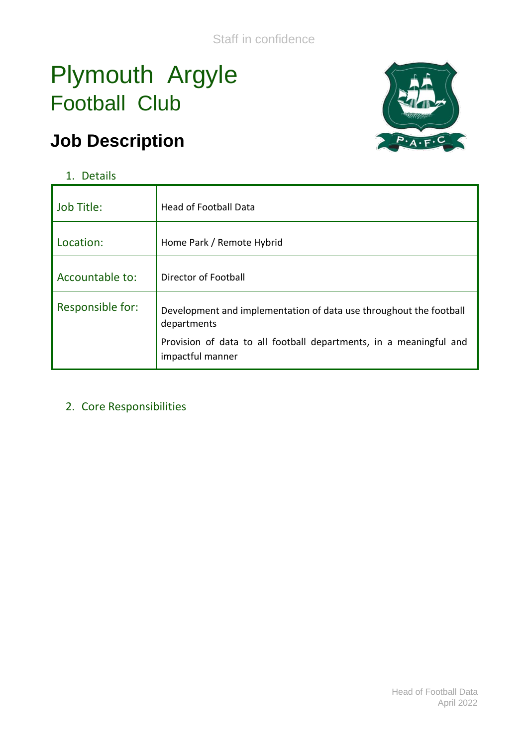Staff in confidence

# Plymouth Argyle Football Club

## Job Description

1. Details

| | |
|---|---|
| Job Title: | Head of Football Data |
| Location: | Home Park / Remote Hybrid |
| Accountable to: | Director of Football |
| Responsible for: | Development and implementation of data use throughout the football departments<br>Provision of data to all football departments, in a meaningful and impactful manner |

2. Core Responsibilities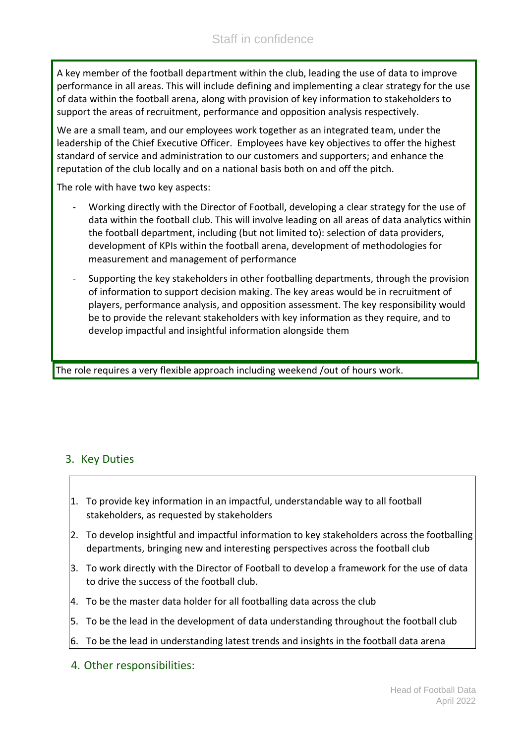A key member of the football department within the club, leading the use of data to improve performance in all areas. This will include defining and implementing a clear strategy for the use of data within the football arena, along with provision of key information to stakeholders to support the areas of recruitment, performance and opposition analysis respectively.

We are a small team, and our employees work together as an integrated team, under the leadership of the Chief Executive Officer. Employees have key objectives to offer the highest standard of service and administration to our customers and supporters; and enhance the reputation of the club locally and on a national basis both on and off the pitch.

The role with have two key aspects:

- Working directly with the Director of Football, developing a clear strategy for the use of data within the football club. This will involve leading on all areas of data analytics within the football department, including (but not limited to): selection of data providers, development of KPIs within the football arena, development of methodologies for measurement and management of performance
- Supporting the key stakeholders in other footballing departments, through the provision of information to support decision making. The key areas would be in recruitment of players, performance analysis, and opposition assessment. The key responsibility would be to provide the relevant stakeholders with key information as they require, and to develop impactful and insightful information alongside them

The role requires a very flexible approach including weekend /out of hours work.

## 3. Key Duties

1. To provide key information in an impactful, understandable way to all football stakeholders, as requested by stakeholders
2. To develop insightful and impactful information to key stakeholders across the footballing departments, bringing new and interesting perspectives across the football club
3. To work directly with the Director of Football to develop a framework for the use of data to drive the success of the football club.
4. To be the master data holder for all footballing data across the club
5. To be the lead in the development of data understanding throughout the football club
6. To be the lead in understanding latest trends and insights in the football data arena

## 4. Other responsibilities: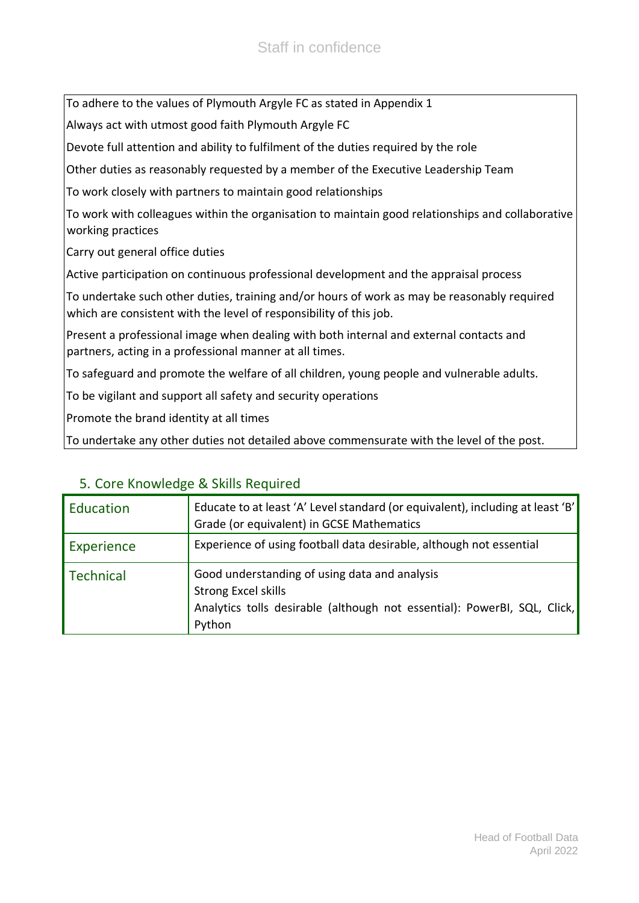To adhere to the values of Plymouth Argyle FC as stated in Appendix 1

Always act with utmost good faith Plymouth Argyle FC

Devote full attention and ability to fulfilment of the duties required by the role

Other duties as reasonably requested by a member of the Executive Leadership Team

To work closely with partners to maintain good relationships

To work with colleagues within the organisation to maintain good relationships and collaborative working practices

Carry out general office duties

Active participation on continuous professional development and the appraisal process

To undertake such other duties, training and/or hours of work as may be reasonably required which are consistent with the level of responsibility of this job.

Present a professional image when dealing with both internal and external contacts and partners, acting in a professional manner at all times.

To safeguard and promote the welfare of all children, young people and vulnerable adults.

To be vigilant and support all safety and security operations

Promote the brand identity at all times

To undertake any other duties not detailed above commensurate with the level of the post.

## 5. Core Knowledge & Skills Required

| | |
|---|---|
| Education | Educate to at least 'A' Level standard (or equivalent), including at least 'B' Grade (or equivalent) in GCSE Mathematics |
| Experience | Experience of using football data desirable, although not essential |
| Technical | Good understanding of using data and analysis<br>Strong Excel skills<br>Analytics tolls desirable (although not essential): PowerBI, SQL, Click, Python |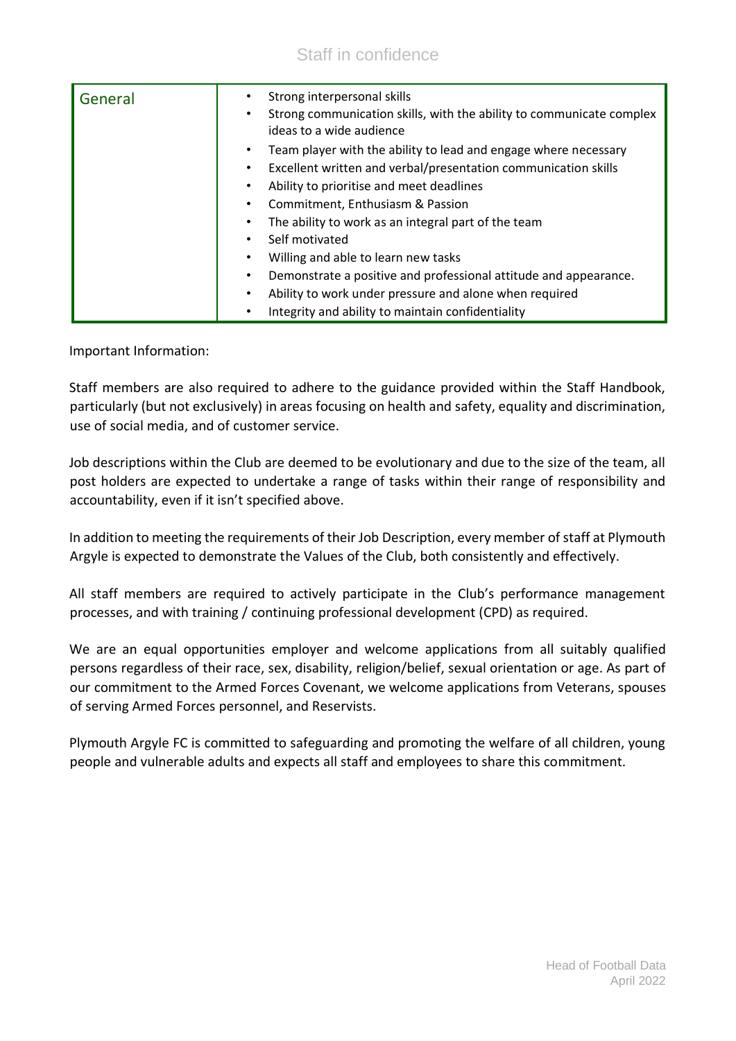| General | • Strong interpersonal skills<br>• Strong communication skills, with the ability to communicate complex ideas to a wide audience<br>• Team player with the ability to lead and engage where necessary<br>• Excellent written and verbal/presentation communication skills<br>• Ability to prioritise and meet deadlines<br>• Commitment, Enthusiasm & Passion<br>• The ability to work as an integral part of the team<br>• Self motivated<br>• Willing and able to learn new tasks<br>• Demonstrate a positive and professional attitude and appearance.<br>• Ability to work under pressure and alone when required<br>• Integrity and ability to maintain confidentiality |
|---|---|

Important Information:

Staff members are also required to adhere to the guidance provided within the Staff Handbook, particularly (but not exclusively) in areas focusing on health and safety, equality and discrimination, use of social media, and of customer service.

Job descriptions within the Club are deemed to be evolutionary and due to the size of the team, all post holders are expected to undertake a range of tasks within their range of responsibility and accountability, even if it isn't specified above.

In addition to meeting the requirements of their Job Description, every member of staff at Plymouth Argyle is expected to demonstrate the Values of the Club, both consistently and effectively.

All staff members are required to actively participate in the Club's performance management processes, and with training / continuing professional development (CPD) as required.

We are an equal opportunities employer and welcome applications from all suitably qualified persons regardless of their race, sex, disability, religion/belief, sexual orientation or age. As part of our commitment to the Armed Forces Covenant, we welcome applications from Veterans, spouses of serving Armed Forces personnel, and Reservists.

Plymouth Argyle FC is committed to safeguarding and promoting the welfare of all children, young people and vulnerable adults and expects all staff and employees to share this commitment.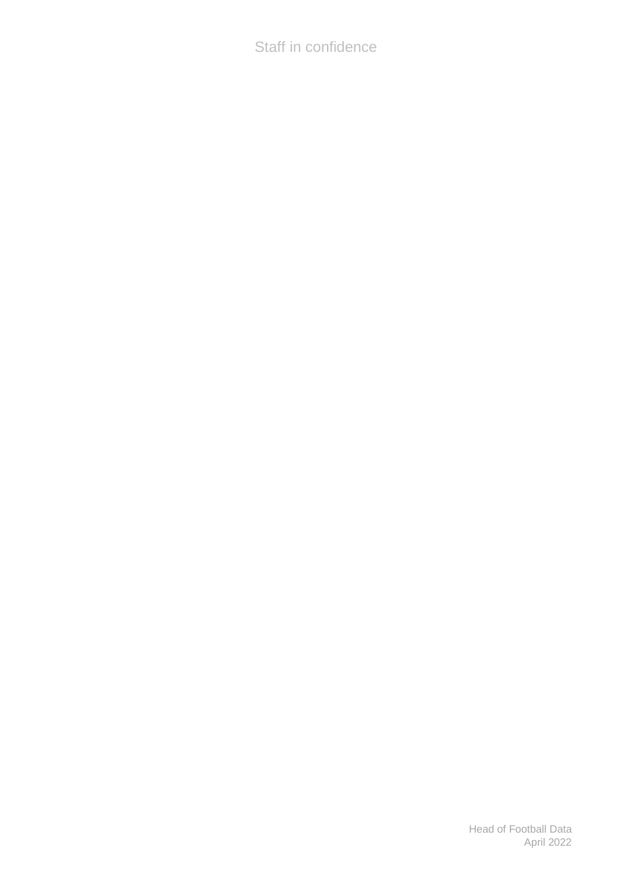Head of Football Data
April 2022